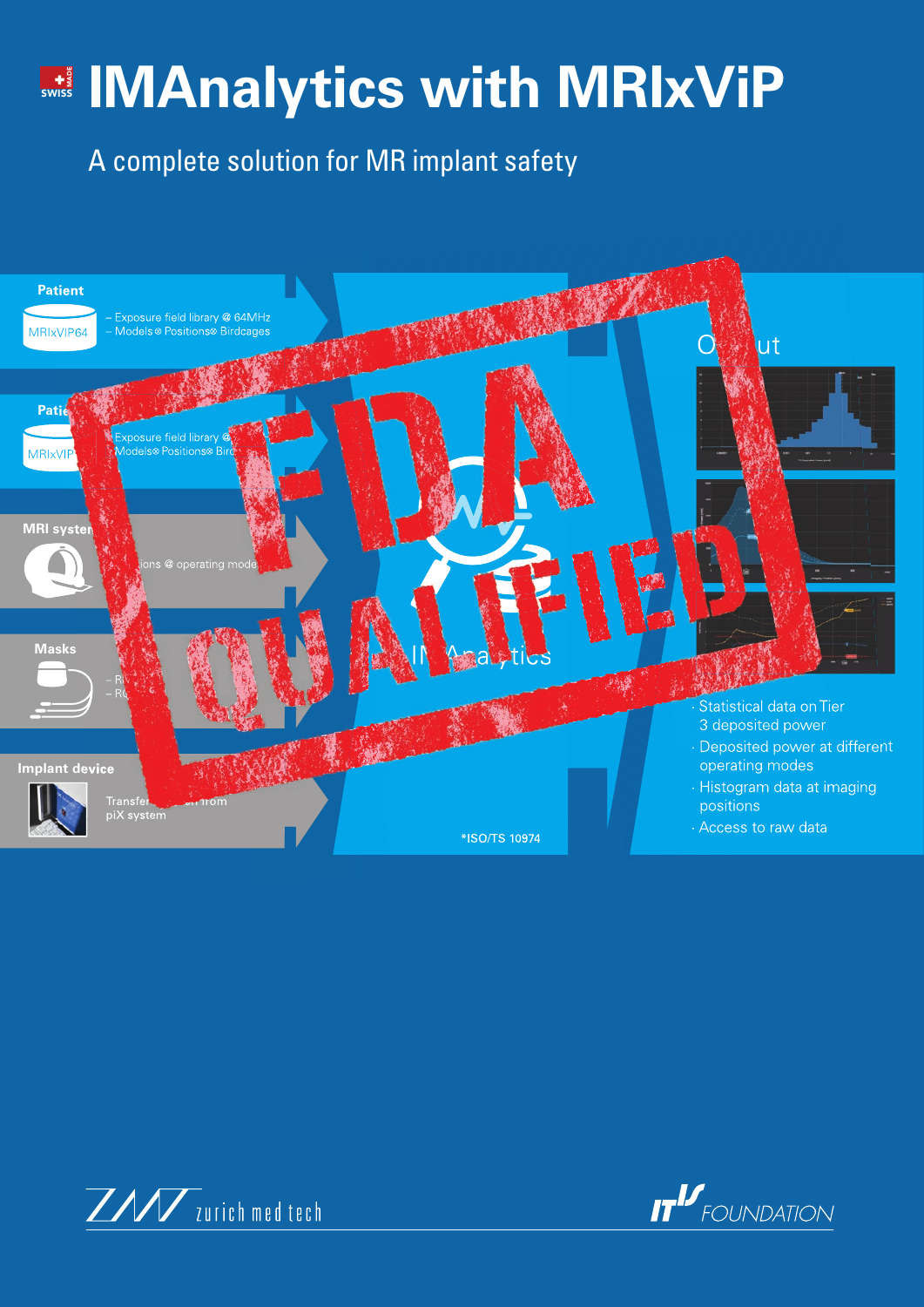# IMAnalytics with MRIxViP

A complete solution for MR implant safety

FDA QUALIFIED

**Patient**

MRIxVIP64

- Exposure field library @ 64MHz
- Models ⊗ Positions ⊗ Birdcages

**Patie**

MRIxVIP

- Exposure field library @
- Models ⊗ Positions ⊗ Bir

**MRI system**

ions @ operating mode

**Masks**

- R
- R

**Implant device**

Transfer ... from piX system

IMAnalytics

*ISO/TS 10974

**Output**

- Statistical data on Tier 3 deposited power
- Deposited power at different operating modes
- Histogram data at imaging positions
- Access to raw data

zurich med tech

IT'IS FOUNDATION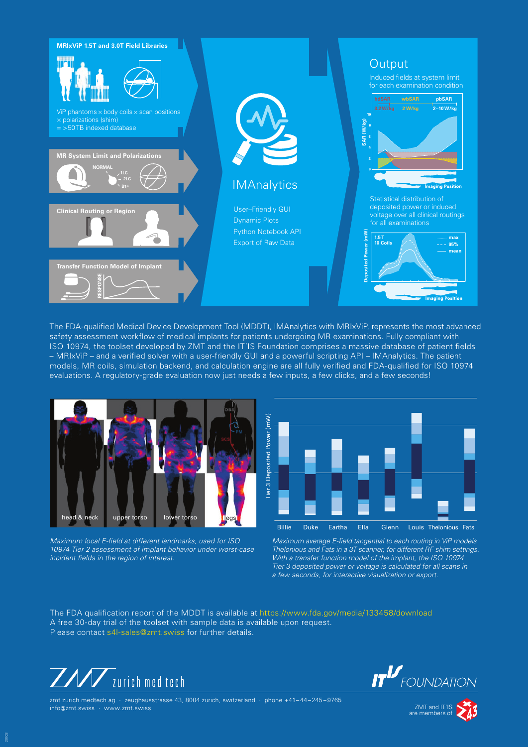**MRIxViP 1.5T and 3.0T Field Libraries**

ViP phantoms × body coils × scan positions × polarizations (shim) = >50 TB indexed database

**MR System Limit and Polarizations**

NORMAL
1LC
2LC
B1+

**Clinical Routing or Region**

**Transfer Function Model of Implant**

RESPONSE

## IMAnalytics

User–Friendly GUI
Dynamic Plots
Python Notebook API
Export of Raw Data

## Output

Induced fields at system limit for each examination condition

hdSAR 3.2 W/kg
wbSAR 2 W/kg
pbSAR 2–10 W/kg

SAR (W/kg)
Imaging Position

Statistical distribution of deposited power or induced voltage over all clinical routings for all examinations

1.5 T
10 Coils
max
95%
mean

Deposited Power (mW)
Imaging Position

The FDA-qualified Medical Device Development Tool (MDDT), IMAnalytics with MRIxViP, represents the most advanced safety assessment workflow of medical implants for patients undergoing MR examinations. Fully compliant with ISO 10974, the toolset developed by ZMT and the IT'IS Foundation comprises a massive database of patient fields – MRIxViP – and a verified solver with a user-friendly GUI and a powerful scripting API – IMAnalytics. The patient models, MR coils, simulation backend, and calculation engine are all fully verified and FDA-qualified for ISO 10974 evaluations. A regulatory-grade evaluation now just needs a few inputs, a few clicks, and a few seconds!

head & neck
upper torso
lower torso
legs
DBS
PM
SCS

*Maximum local E-field at different landmarks, used for ISO 10974 Tier 2 assessment of implant behavior under worst-case incident fields in the region of interest.*

Tier 3 Deposited Power (mW)

Billie
Duke
Eartha
Ella
Glenn
Louis
Thelonious
Fats

*Maximum average E-field tangential to each routing in ViP models Thelonious and Fats in a 3T scanner, for different RF shim settings. With a transfer function model of the implant, the ISO 10974 Tier 3 deposited power or voltage is calculated for all scans in a few seconds, for interactive visualization or export.*

The FDA qualification report of the MDDT is available at https://www.fda.gov/media/133458/download
A free 30-day trial of the toolset with sample data is available upon request.
Please contact s4l-sales@zmt.swiss for further details.

zurich med tech

IT'IS FOUNDATION

zmt zurich medtech ag · zeughausstrasse 43, 8004 zurich, switzerland · phone +41−44−245−9765
info@zmt.swiss · www.zmt.swiss

ZMT and IT'IS are members of Z43